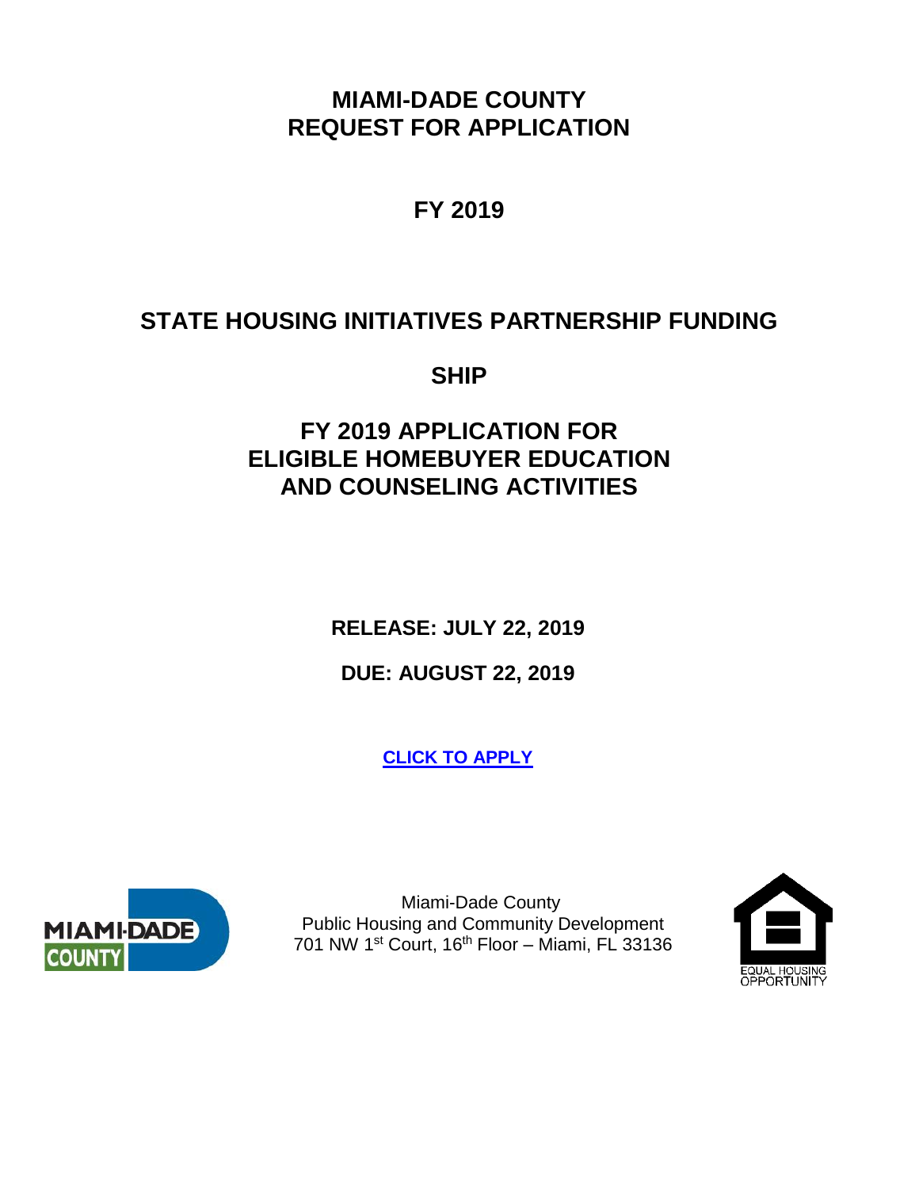# MIAMI-DADE COUNTY
# REQUEST FOR APPLICATION

## FY 2019

## STATE HOUSING INITIATIVES PARTNERSHIP FUNDING

## SHIP

## FY 2019 APPLICATION FOR ELIGIBLE HOMEBUYER EDUCATION AND COUNSELING ACTIVITIES

**RELEASE: JULY 22, 2019**

**DUE: AUGUST 22, 2019**

**CLICK TO APPLY**

Miami-Dade County
Public Housing and Community Development
701 NW 1st Court, 16th Floor – Miami, FL 33136

EQUAL HOUSING OPPORTUNITY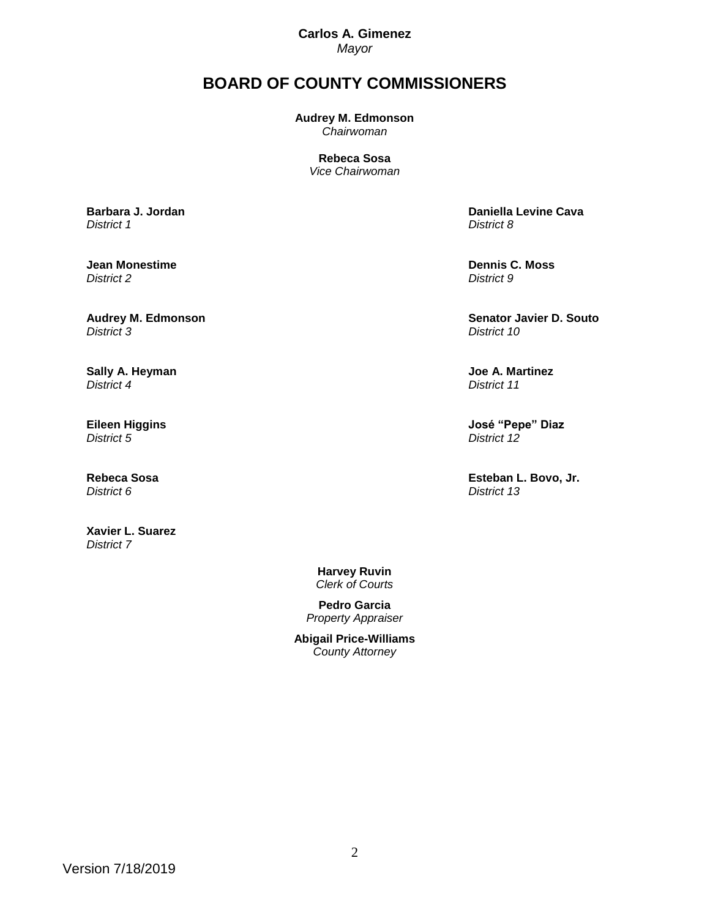**Carlos A. Gimenez**
*Mayor*

# BOARD OF COUNTY COMMISSIONERS

**Audrey M. Edmonson**
*Chairwoman*

**Rebeca Sosa**
*Vice Chairwoman*

**Barbara J. Jordan**
*District 1*

**Jean Monestime**
*District 2*

**Audrey M. Edmonson**
*District 3*

**Sally A. Heyman**
*District 4*

**Eileen Higgins**
*District 5*

**Rebeca Sosa**
*District 6*

**Xavier L. Suarez**
*District 7*

**Daniella Levine Cava**
*District 8*

**Dennis C. Moss**
*District 9*

**Senator Javier D. Souto**
*District 10*

**Joe A. Martinez**
*District 11*

**José "Pepe" Diaz**
*District 12*

**Esteban L. Bovo, Jr.**
*District 13*

**Harvey Ruvin**
*Clerk of Courts*

**Pedro Garcia**
*Property Appraiser*

**Abigail Price-Williams**
*County Attorney*

Version 7/18/2019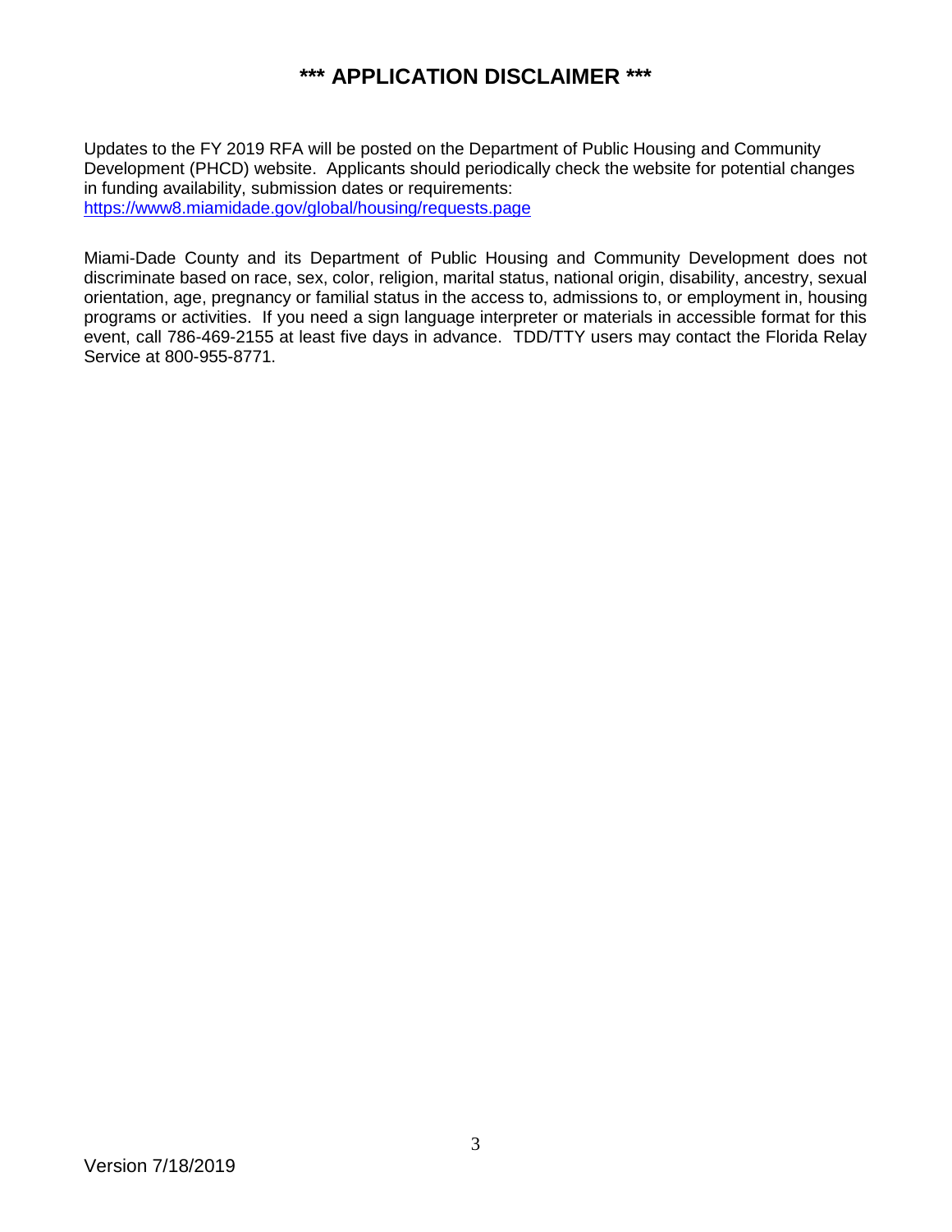# *** APPLICATION DISCLAIMER ***

Updates to the FY 2019 RFA will be posted on the Department of Public Housing and Community Development (PHCD) website. Applicants should periodically check the website for potential changes in funding availability, submission dates or requirements:
https://www8.miamidade.gov/global/housing/requests.page

Miami-Dade County and its Department of Public Housing and Community Development does not discriminate based on race, sex, color, religion, marital status, national origin, disability, ancestry, sexual orientation, age, pregnancy or familial status in the access to, admissions to, or employment in, housing programs or activities. If you need a sign language interpreter or materials in accessible format for this event, call 786-469-2155 at least five days in advance. TDD/TTY users may contact the Florida Relay Service at 800-955-8771.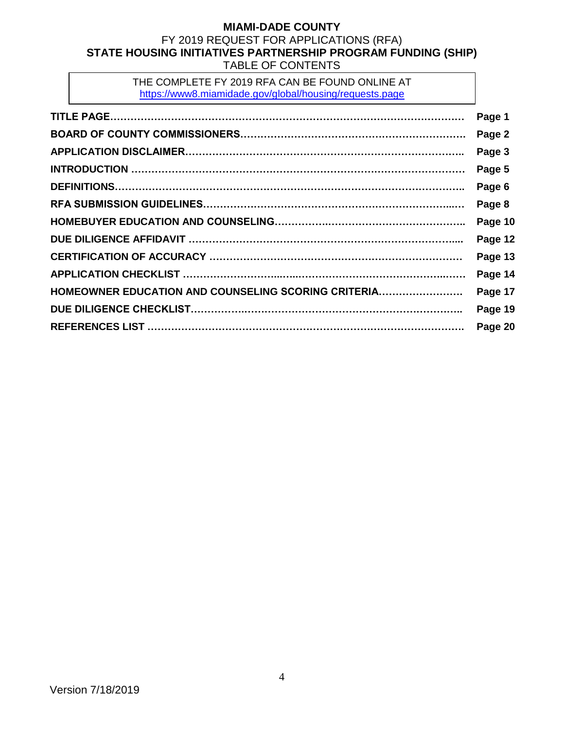**MIAMI-DADE COUNTY**
FY 2019 REQUEST FOR APPLICATIONS (RFA)
**STATE HOUSING INITIATIVES PARTNERSHIP PROGRAM FUNDING (SHIP)**
TABLE OF CONTENTS

THE COMPLETE FY 2019 RFA CAN BE FOUND ONLINE AT
https://www8.miamidade.gov/global/housing/requests.page

| | |
|---|---|
| **TITLE PAGE** | **Page 1** |
| **BOARD OF COUNTY COMMISSIONERS** | **Page 2** |
| **APPLICATION DISCLAIMER** | **Page 3** |
| **INTRODUCTION** | **Page 5** |
| **DEFINITIONS** | **Page 6** |
| **RFA SUBMISSION GUIDELINES** | **Page 8** |
| **HOMEBUYER EDUCATION AND COUNSELING** | **Page 10** |
| **DUE DILIGENCE AFFIDAVIT** | **Page 12** |
| **CERTIFICATION OF ACCURACY** | **Page 13** |
| **APPLICATION CHECKLIST** | **Page 14** |
| **HOMEOWNER EDUCATION AND COUNSELING SCORING CRITERIA** | **Page 17** |
| **DUE DILIGENCE CHECKLIST** | **Page 19** |
| **REFERENCES LIST** | **Page 20** |

Version 7/18/2019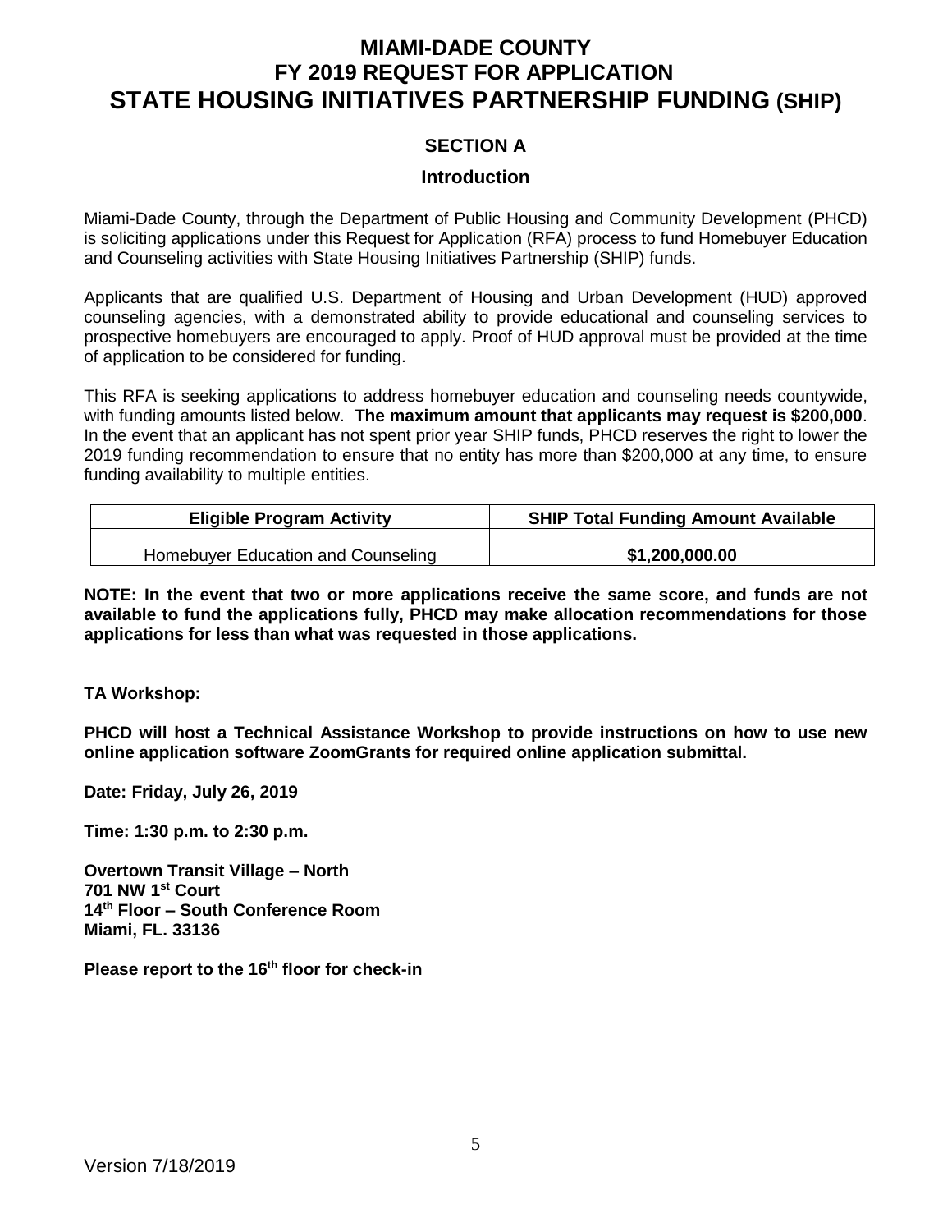# MIAMI-DADE COUNTY
# FY 2019 REQUEST FOR APPLICATION
# STATE HOUSING INITIATIVES PARTNERSHIP FUNDING (SHIP)

## SECTION A

### Introduction

Miami-Dade County, through the Department of Public Housing and Community Development (PHCD) is soliciting applications under this Request for Application (RFA) process to fund Homebuyer Education and Counseling activities with State Housing Initiatives Partnership (SHIP) funds.

Applicants that are qualified U.S. Department of Housing and Urban Development (HUD) approved counseling agencies, with a demonstrated ability to provide educational and counseling services to prospective homebuyers are encouraged to apply. Proof of HUD approval must be provided at the time of application to be considered for funding.

This RFA is seeking applications to address homebuyer education and counseling needs countywide, with funding amounts listed below. **The maximum amount that applicants may request is $200,000**. In the event that an applicant has not spent prior year SHIP funds, PHCD reserves the right to lower the 2019 funding recommendation to ensure that no entity has more than $200,000 at any time, to ensure funding availability to multiple entities.

| Eligible Program Activity | SHIP Total Funding Amount Available |
| --- | --- |
| Homebuyer Education and Counseling | **$1,200,000.00** |

**NOTE: In the event that two or more applications receive the same score, and funds are not available to fund the applications fully, PHCD may make allocation recommendations for those applications for less than what was requested in those applications.**

**TA Workshop:**

**PHCD will host a Technical Assistance Workshop to provide instructions on how to use new online application software ZoomGrants for required online application submittal.**

**Date: Friday, July 26, 2019**

**Time: 1:30 p.m. to 2:30 p.m.**

**Overtown Transit Village – North**
**701 NW 1st Court**
**14th Floor – South Conference Room**
**Miami, FL. 33136**

**Please report to the 16th floor for check-in**

Version 7/18/2019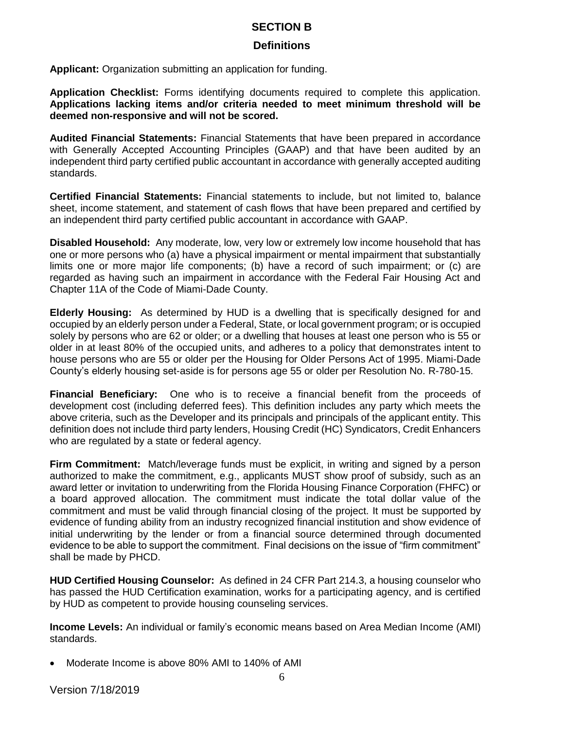## SECTION B

## Definitions

**Applicant:** Organization submitting an application for funding.

**Application Checklist:** Forms identifying documents required to complete this application. **Applications lacking items and/or criteria needed to meet minimum threshold will be deemed non-responsive and will not be scored.**

**Audited Financial Statements:** Financial Statements that have been prepared in accordance with Generally Accepted Accounting Principles (GAAP) and that have been audited by an independent third party certified public accountant in accordance with generally accepted auditing standards.

**Certified Financial Statements:** Financial statements to include, but not limited to, balance sheet, income statement, and statement of cash flows that have been prepared and certified by an independent third party certified public accountant in accordance with GAAP.

**Disabled Household:** Any moderate, low, very low or extremely low income household that has one or more persons who (a) have a physical impairment or mental impairment that substantially limits one or more major life components; (b) have a record of such impairment; or (c) are regarded as having such an impairment in accordance with the Federal Fair Housing Act and Chapter 11A of the Code of Miami-Dade County.

**Elderly Housing:** As determined by HUD is a dwelling that is specifically designed for and occupied by an elderly person under a Federal, State, or local government program; or is occupied solely by persons who are 62 or older; or a dwelling that houses at least one person who is 55 or older in at least 80% of the occupied units, and adheres to a policy that demonstrates intent to house persons who are 55 or older per the Housing for Older Persons Act of 1995. Miami-Dade County's elderly housing set-aside is for persons age 55 or older per Resolution No. R-780-15.

**Financial Beneficiary:** One who is to receive a financial benefit from the proceeds of development cost (including deferred fees). This definition includes any party which meets the above criteria, such as the Developer and its principals and principals of the applicant entity. This definition does not include third party lenders, Housing Credit (HC) Syndicators, Credit Enhancers who are regulated by a state or federal agency.

**Firm Commitment:** Match/leverage funds must be explicit, in writing and signed by a person authorized to make the commitment, e.g., applicants MUST show proof of subsidy, such as an award letter or invitation to underwriting from the Florida Housing Finance Corporation (FHFC) or a board approved allocation. The commitment must indicate the total dollar value of the commitment and must be valid through financial closing of the project. It must be supported by evidence of funding ability from an industry recognized financial institution and show evidence of initial underwriting by the lender or from a financial source determined through documented evidence to be able to support the commitment. Final decisions on the issue of "firm commitment" shall be made by PHCD.

**HUD Certified Housing Counselor:** As defined in 24 CFR Part 214.3, a housing counselor who has passed the HUD Certification examination, works for a participating agency, and is certified by HUD as competent to provide housing counseling services.

**Income Levels:** An individual or family's economic means based on Area Median Income (AMI) standards.

- Moderate Income is above 80% AMI to 140% of AMI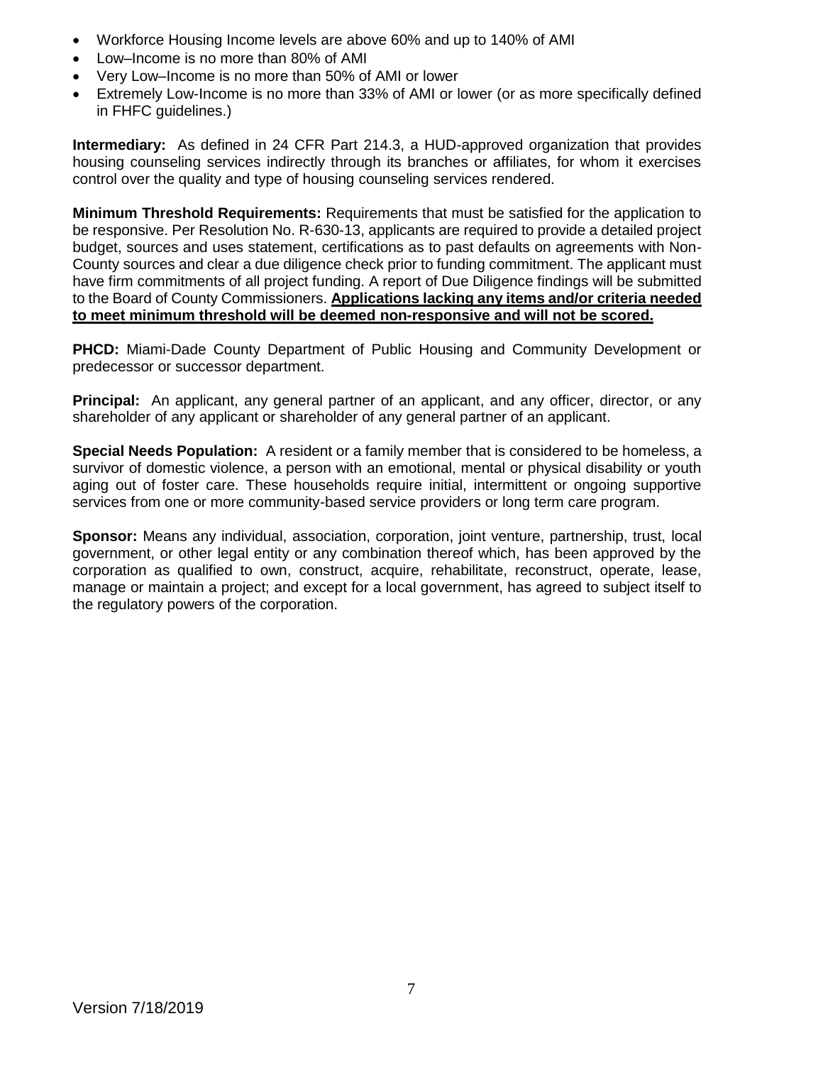- Workforce Housing Income levels are above 60% and up to 140% of AMI
- Low–Income is no more than 80% of AMI
- Very Low–Income is no more than 50% of AMI or lower
- Extremely Low-Income is no more than 33% of AMI or lower (or as more specifically defined in FHFC guidelines.)

**Intermediary:** As defined in 24 CFR Part 214.3, a HUD-approved organization that provides housing counseling services indirectly through its branches or affiliates, for whom it exercises control over the quality and type of housing counseling services rendered.

**Minimum Threshold Requirements:** Requirements that must be satisfied for the application to be responsive. Per Resolution No. R-630-13, applicants are required to provide a detailed project budget, sources and uses statement, certifications as to past defaults on agreements with Non-County sources and clear a due diligence check prior to funding commitment. The applicant must have firm commitments of all project funding. A report of Due Diligence findings will be submitted to the Board of County Commissioners. **Applications lacking any items and/or criteria needed to meet minimum threshold will be deemed non-responsive and will not be scored.**

**PHCD:** Miami-Dade County Department of Public Housing and Community Development or predecessor or successor department.

**Principal:** An applicant, any general partner of an applicant, and any officer, director, or any shareholder of any applicant or shareholder of any general partner of an applicant.

**Special Needs Population:** A resident or a family member that is considered to be homeless, a survivor of domestic violence, a person with an emotional, mental or physical disability or youth aging out of foster care. These households require initial, intermittent or ongoing supportive services from one or more community-based service providers or long term care program.

**Sponsor:** Means any individual, association, corporation, joint venture, partnership, trust, local government, or other legal entity or any combination thereof which, has been approved by the corporation as qualified to own, construct, acquire, rehabilitate, reconstruct, operate, lease, manage or maintain a project; and except for a local government, has agreed to subject itself to the regulatory powers of the corporation.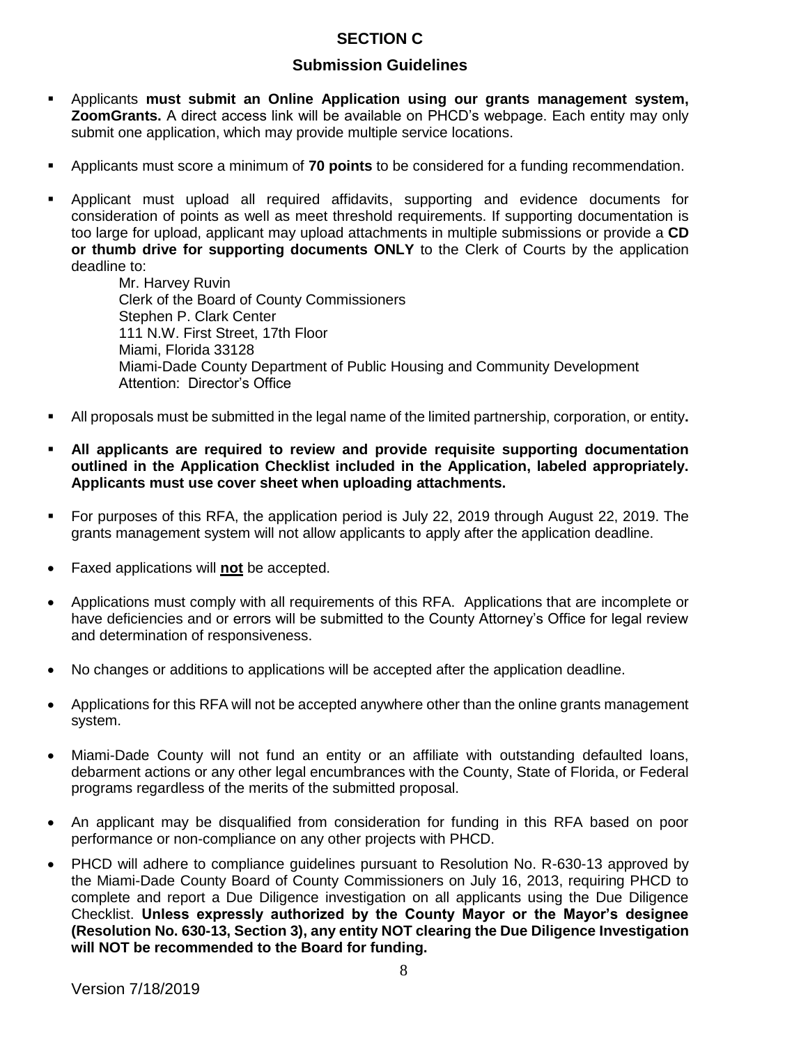# SECTION C

## Submission Guidelines

- Applicants **must submit an Online Application using our grants management system, ZoomGrants.** A direct access link will be available on PHCD's webpage. Each entity may only submit one application, which may provide multiple service locations.
- Applicants must score a minimum of **70 points** to be considered for a funding recommendation.
- Applicant must upload all required affidavits, supporting and evidence documents for consideration of points as well as meet threshold requirements. If supporting documentation is too large for upload, applicant may upload attachments in multiple submissions or provide a **CD or thumb drive for supporting documents ONLY** to the Clerk of Courts by the application deadline to:

  Mr. Harvey Ruvin
  Clerk of the Board of County Commissioners
  Stephen P. Clark Center
  111 N.W. First Street, 17th Floor
  Miami, Florida 33128
  Miami-Dade County Department of Public Housing and Community Development
  Attention: Director's Office

- All proposals must be submitted in the legal name of the limited partnership, corporation, or entity**.**
- **All applicants are required to review and provide requisite supporting documentation outlined in the Application Checklist included in the Application, labeled appropriately. Applicants must use cover sheet when uploading attachments.**
- For purposes of this RFA, the application period is July 22, 2019 through August 22, 2019. The grants management system will not allow applicants to apply after the application deadline.

- Faxed applications will **not** be accepted.
- Applications must comply with all requirements of this RFA. Applications that are incomplete or have deficiencies and or errors will be submitted to the County Attorney's Office for legal review and determination of responsiveness.
- No changes or additions to applications will be accepted after the application deadline.
- Applications for this RFA will not be accepted anywhere other than the online grants management system.
- Miami-Dade County will not fund an entity or an affiliate with outstanding defaulted loans, debarment actions or any other legal encumbrances with the County, State of Florida, or Federal programs regardless of the merits of the submitted proposal.
- An applicant may be disqualified from consideration for funding in this RFA based on poor performance or non-compliance on any other projects with PHCD.
- PHCD will adhere to compliance guidelines pursuant to Resolution No. R-630-13 approved by the Miami-Dade County Board of County Commissioners on July 16, 2013, requiring PHCD to complete and report a Due Diligence investigation on all applicants using the Due Diligence Checklist. **Unless expressly authorized by the County Mayor or the Mayor's designee (Resolution No. 630-13, Section 3), any entity NOT clearing the Due Diligence Investigation will NOT be recommended to the Board for funding.**

Version 7/18/2019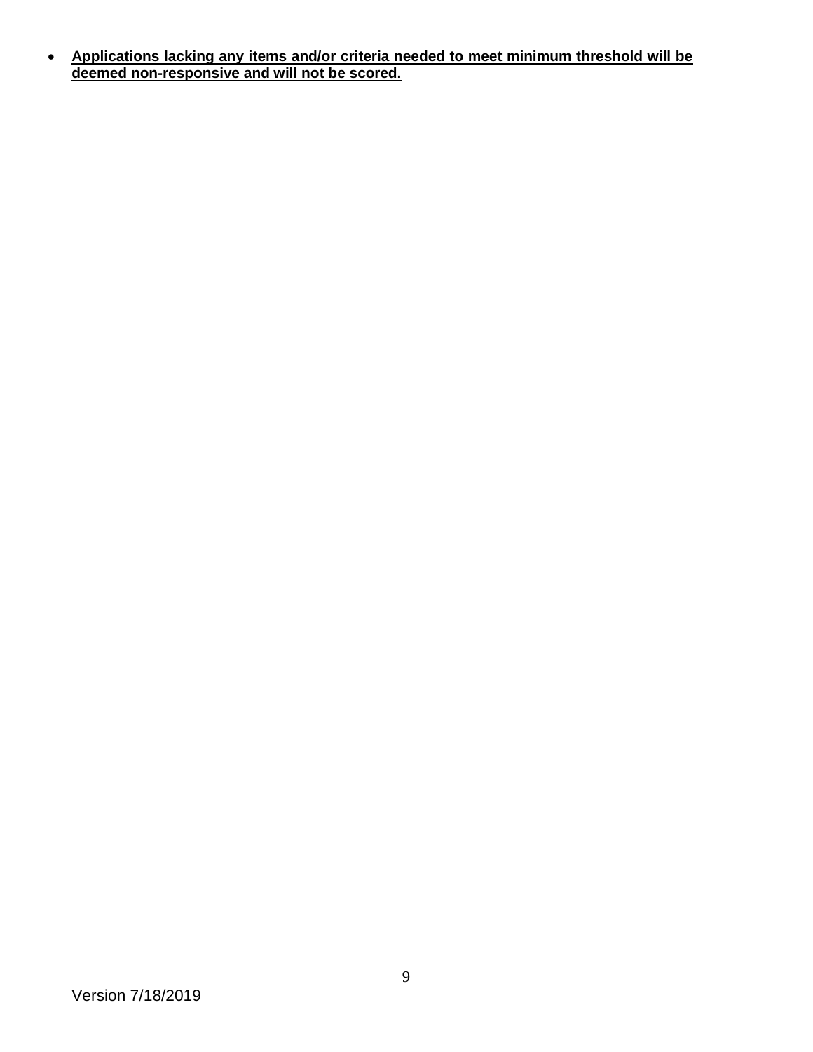- **Applications lacking any items and/or criteria needed to meet minimum threshold will be deemed non-responsive and will not be scored.**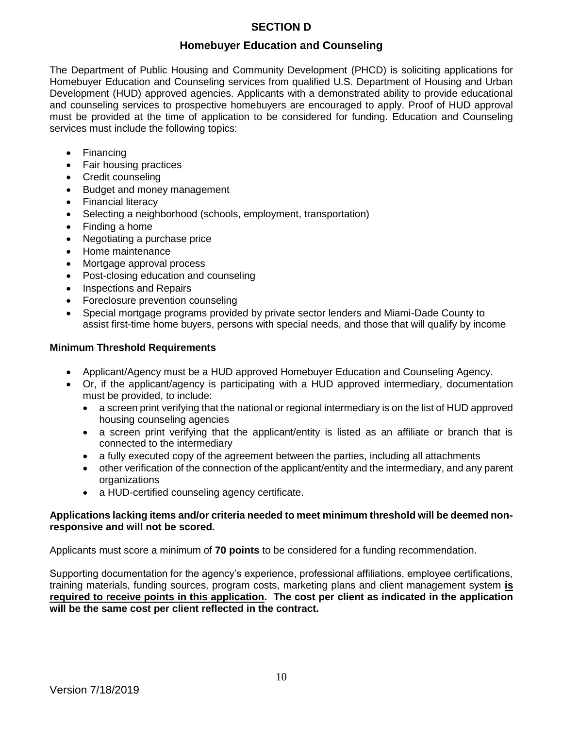# SECTION D

## Homebuyer Education and Counseling

The Department of Public Housing and Community Development (PHCD) is soliciting applications for Homebuyer Education and Counseling services from qualified U.S. Department of Housing and Urban Development (HUD) approved agencies. Applicants with a demonstrated ability to provide educational and counseling services to prospective homebuyers are encouraged to apply. Proof of HUD approval must be provided at the time of application to be considered for funding. Education and Counseling services must include the following topics:

- Financing
- Fair housing practices
- Credit counseling
- Budget and money management
- Financial literacy
- Selecting a neighborhood (schools, employment, transportation)
- Finding a home
- Negotiating a purchase price
- Home maintenance
- Mortgage approval process
- Post-closing education and counseling
- Inspections and Repairs
- Foreclosure prevention counseling
- Special mortgage programs provided by private sector lenders and Miami-Dade County to assist first-time home buyers, persons with special needs, and those that will qualify by income

### Minimum Threshold Requirements

- Applicant/Agency must be a HUD approved Homebuyer Education and Counseling Agency.
- Or, if the applicant/agency is participating with a HUD approved intermediary, documentation must be provided, to include:
  - a screen print verifying that the national or regional intermediary is on the list of HUD approved housing counseling agencies
  - a screen print verifying that the applicant/entity is listed as an affiliate or branch that is connected to the intermediary
  - a fully executed copy of the agreement between the parties, including all attachments
  - other verification of the connection of the applicant/entity and the intermediary, and any parent organizations
  - a HUD-certified counseling agency certificate.

**Applications lacking items and/or criteria needed to meet minimum threshold will be deemed non-responsive and will not be scored.**

Applicants must score a minimum of **70 points** to be considered for a funding recommendation.

Supporting documentation for the agency's experience, professional affiliations, employee certifications, training materials, funding sources, program costs, marketing plans and client management system **is required to receive points in this application. The cost per client as indicated in the application will be the same cost per client reflected in the contract.**

Version 7/18/2019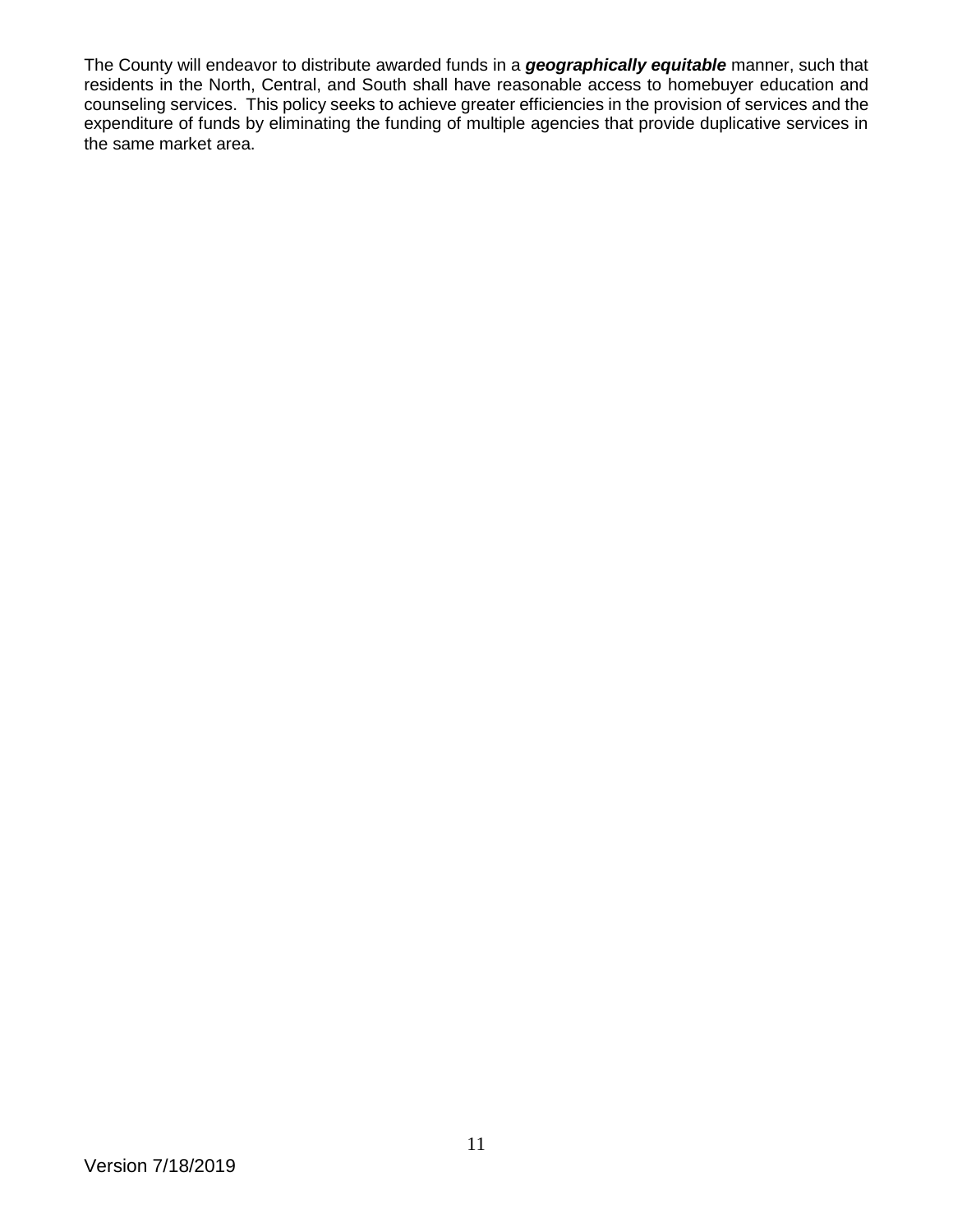The County will endeavor to distribute awarded funds in a ***geographically equitable*** manner, such that residents in the North, Central, and South shall have reasonable access to homebuyer education and counseling services. This policy seeks to achieve greater efficiencies in the provision of services and the expenditure of funds by eliminating the funding of multiple agencies that provide duplicative services in the same market area.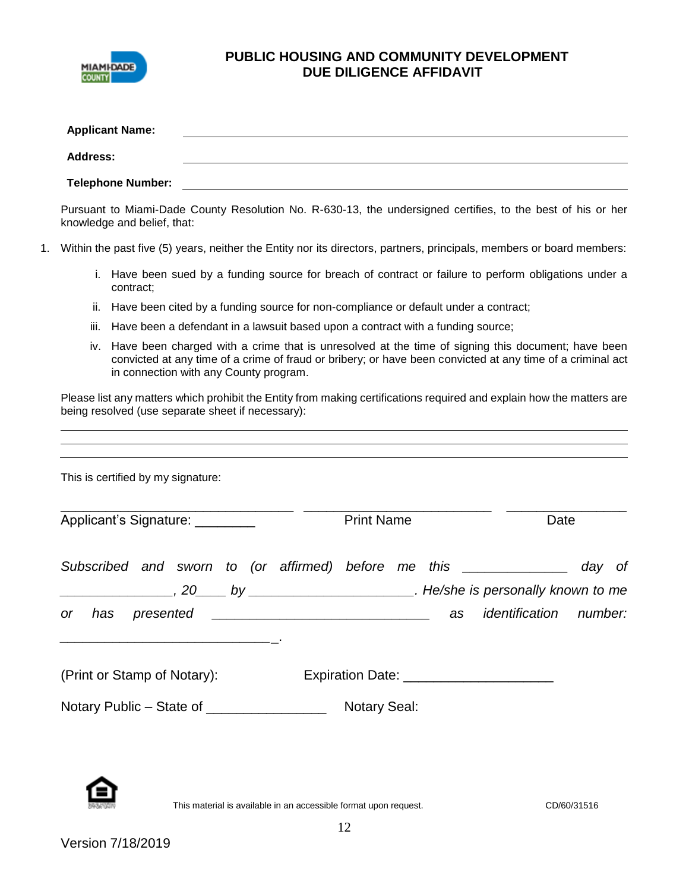# PUBLIC HOUSING AND COMMUNITY DEVELOPMENT
## DUE DILIGENCE AFFIDAVIT

**Applicant Name:** ______________________________

**Address:** ______________________________

**Telephone Number:** ______________________________

Pursuant to Miami-Dade County Resolution No. R-630-13, the undersigned certifies, to the best of his or her knowledge and belief, that:

1. Within the past five (5) years, neither the Entity nor its directors, partners, principals, members or board members:

   i. Have been sued by a funding source for breach of contract or failure to perform obligations under a contract;

   ii. Have been cited by a funding source for non-compliance or default under a contract;

   iii. Have been a defendant in a lawsuit based upon a contract with a funding source;

   iv. Have been charged with a crime that is unresolved at the time of signing this document; have been convicted at any time of a crime of fraud or bribery; or have been convicted at any time of a criminal act in connection with any County program.

Please list any matters which prohibit the Entity from making certifications required and explain how the matters are being resolved (use separate sheet if necessary):

______________________________

______________________________

______________________________

This is certified by my signature:

______________________________ ______________________________ ______________________________

Applicant's Signature: ________ Print Name Date

*Subscribed and sworn to (or affirmed) before me this ______________ day of _______________, 20____ by ______________________. He/she is personally known to me or has presented ______________________________ as identification number: ______________________________.*

(Print or Stamp of Notary): Expiration Date: ____________________

Notary Public – State of ________________ Notary Seal:

This material is available in an accessible format upon request.

CD/60/31516

Version 7/18/2019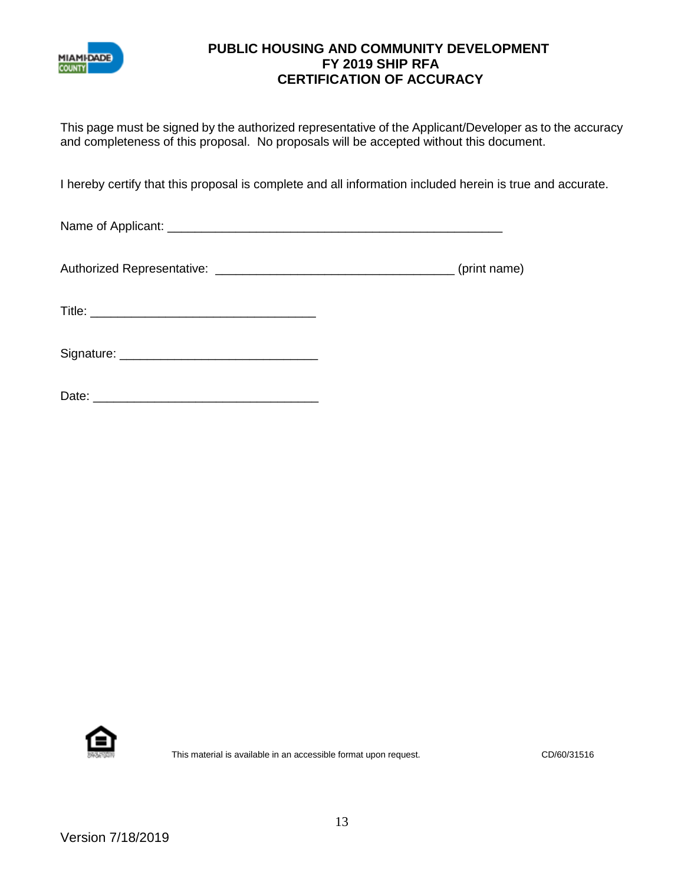# PUBLIC HOUSING AND COMMUNITY DEVELOPMENT
## FY 2019 SHIP RFA
## CERTIFICATION OF ACCURACY

This page must be signed by the authorized representative of the Applicant/Developer as to the accuracy and completeness of this proposal. No proposals will be accepted without this document.

I hereby certify that this proposal is complete and all information included herein is true and accurate.

Name of Applicant: ___________________________________________________

Authorized Representative: ___________________________________ (print name)

Title: _________________________________

Signature: _____________________________

Date: _________________________________

This material is available in an accessible format upon request.

CD/60/31516

Version 7/18/2019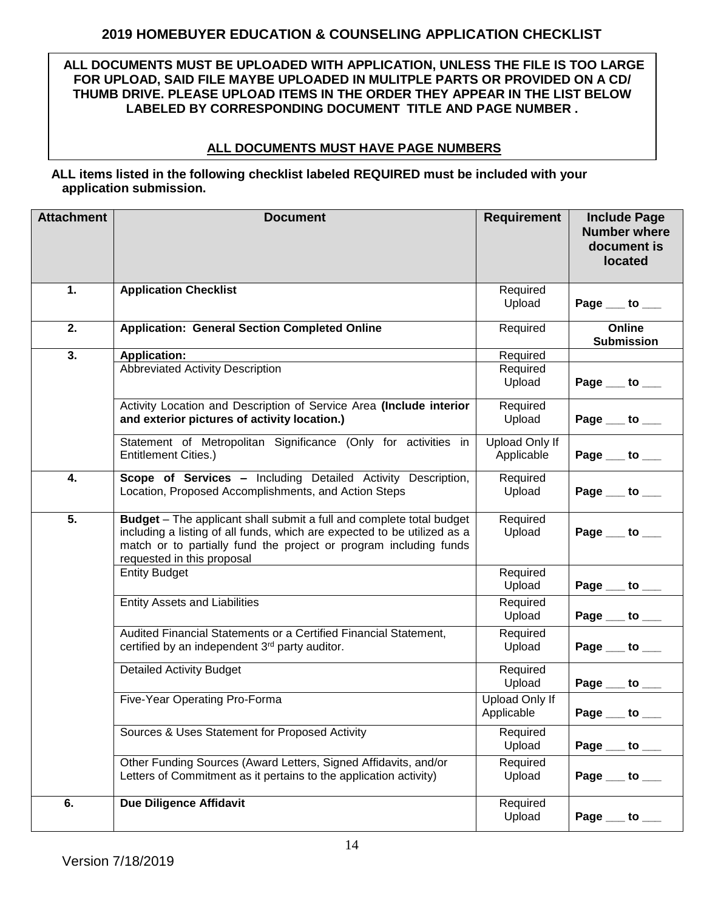## 2019 HOMEBUYER EDUCATION & COUNSELING APPLICATION CHECKLIST

**ALL DOCUMENTS MUST BE UPLOADED WITH APPLICATION, UNLESS THE FILE IS TOO LARGE FOR UPLOAD, SAID FILE MAYBE UPLOADED IN MULITPLE PARTS OR PROVIDED ON A CD/ THUMB DRIVE. PLEASE UPLOAD ITEMS IN THE ORDER THEY APPEAR IN THE LIST BELOW LABELED BY CORRESPONDING DOCUMENT TITLE AND PAGE NUMBER .**

**ALL DOCUMENTS MUST HAVE PAGE NUMBERS**

**ALL items listed in the following checklist labeled REQUIRED must be included with your application submission.**

| Attachment | Document | Requirement | Include Page Number where document is located |
|---|---|---|---|
| **1.** | **Application Checklist** | Required Upload | **Page ___ to ___** |
| **2.** | **Application: General Section Completed Online** | Required | **Online Submission** |
| **3.** | **Application:** | Required | |
| | Abbreviated Activity Description | Required Upload | **Page ___ to ___** |
| | Activity Location and Description of Service Area **(Include interior and exterior pictures of activity location.)** | Required Upload | **Page ___ to ___** |
| | Statement of Metropolitan Significance (Only for activities in Entitlement Cities.) | Upload Only If Applicable | **Page ___ to ___** |
| **4.** | **Scope of Services –** Including Detailed Activity Description, Location, Proposed Accomplishments, and Action Steps | Required Upload | **Page ___ to ___** |
| **5.** | **Budget** – The applicant shall submit a full and complete total budget including a listing of all funds, which are expected to be utilized as a match or to partially fund the project or program including funds requested in this proposal | Required Upload | **Page ___ to ___** |
| | Entity Budget | Required Upload | **Page ___ to ___** |
| | Entity Assets and Liabilities | Required Upload | **Page ___ to ___** |
| | Audited Financial Statements or a Certified Financial Statement, certified by an independent 3rd party auditor. | Required Upload | **Page ___ to ___** |
| | Detailed Activity Budget | Required Upload | **Page ___ to ___** |
| | Five-Year Operating Pro-Forma | Upload Only If Applicable | **Page ___ to ___** |
| | Sources & Uses Statement for Proposed Activity | Required Upload | **Page ___ to ___** |
| | Other Funding Sources (Award Letters, Signed Affidavits, and/or Letters of Commitment as it pertains to the application activity) | Required Upload | **Page ___ to ___** |
| **6.** | **Due Diligence Affidavit** | Required Upload | **Page ___ to ___** |

Version 7/18/2019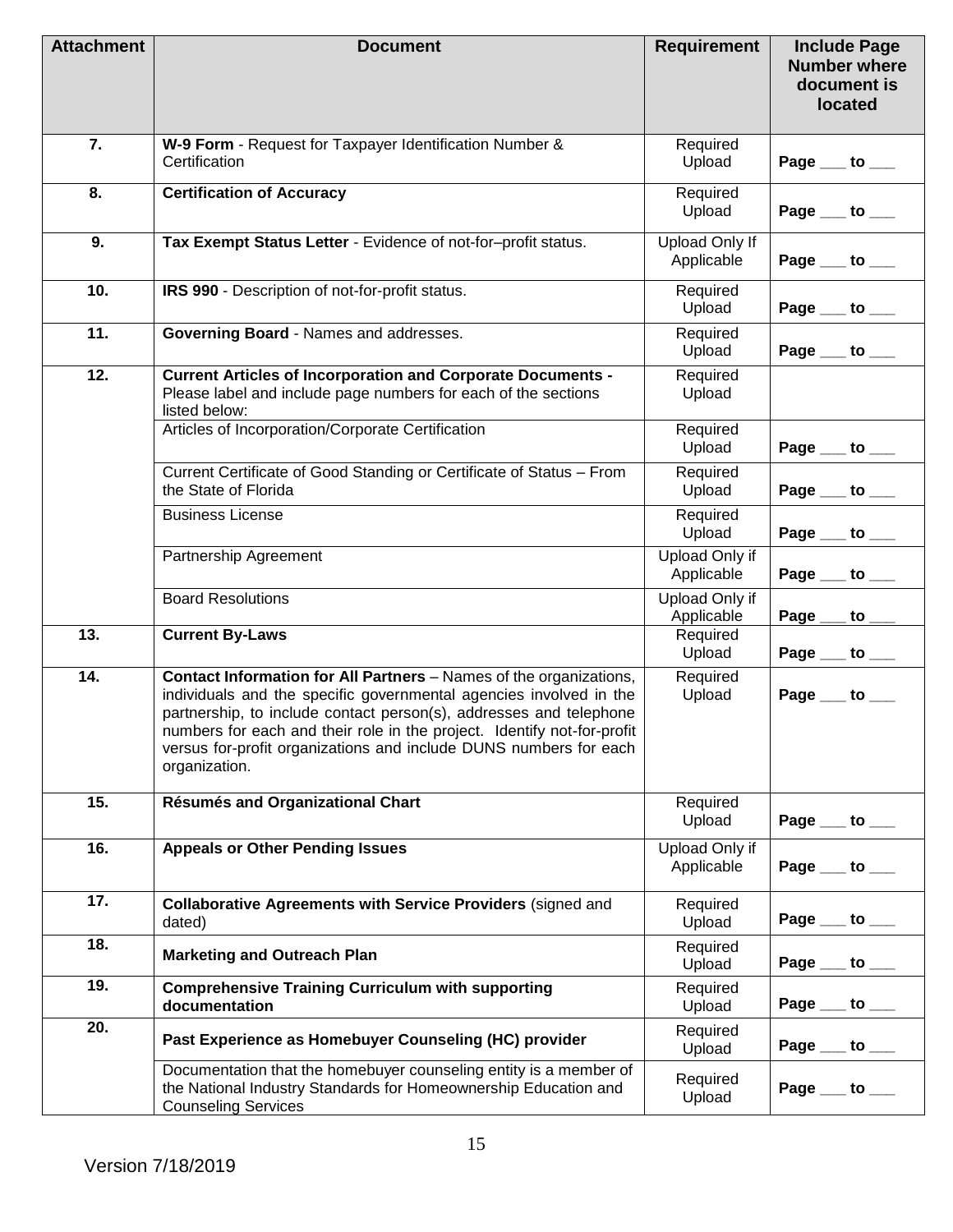| Attachment | Document | Requirement | Include Page Number where document is located |
|---|---|---|---|
| 7. | **W-9 Form** - Request for Taxpayer Identification Number & Certification | Required Upload | **Page ___ to ___** |
| 8. | **Certification of Accuracy** | Required Upload | **Page ___ to ___** |
| 9. | **Tax Exempt Status Letter** - Evidence of not-for–profit status. | Upload Only If Applicable | **Page ___ to ___** |
| 10. | **IRS 990** - Description of not-for-profit status. | Required Upload | **Page ___ to ___** |
| 11. | **Governing Board** - Names and addresses. | Required Upload | **Page ___ to ___** |
| 12. | **Current Articles of Incorporation and Corporate Documents -** Please label and include page numbers for each of the sections listed below: | Required Upload | |
| | Articles of Incorporation/Corporate Certification | Required Upload | **Page ___ to ___** |
| | Current Certificate of Good Standing or Certificate of Status – From the State of Florida | Required Upload | **Page ___ to ___** |
| | Business License | Required Upload | **Page ___ to ___** |
| | Partnership Agreement | Upload Only if Applicable | **Page ___ to ___** |
| | Board Resolutions | Upload Only if Applicable | **Page ___ to ___** |
| 13. | **Current By-Laws** | Required Upload | **Page ___ to ___** |
| 14. | **Contact Information for All Partners** – Names of the organizations, individuals and the specific governmental agencies involved in the partnership, to include contact person(s), addresses and telephone numbers for each and their role in the project. Identify not-for-profit versus for-profit organizations and include DUNS numbers for each organization. | Required Upload | **Page ___ to ___** |
| 15. | **Résumés and Organizational Chart** | Required Upload | **Page ___ to ___** |
| 16. | **Appeals or Other Pending Issues** | Upload Only if Applicable | **Page ___ to ___** |
| 17. | **Collaborative Agreements with Service Providers** (signed and dated) | Required Upload | **Page ___ to ___** |
| 18. | **Marketing and Outreach Plan** | Required Upload | **Page ___ to ___** |
| 19. | **Comprehensive Training Curriculum with supporting documentation** | Required Upload | **Page ___ to ___** |
| 20. | **Past Experience as Homebuyer Counseling (HC) provider** | Required Upload | **Page ___ to ___** |
| | Documentation that the homebuyer counseling entity is a member of the National Industry Standards for Homeownership Education and Counseling Services | Required Upload | **Page ___ to ___** |

Version 7/18/2019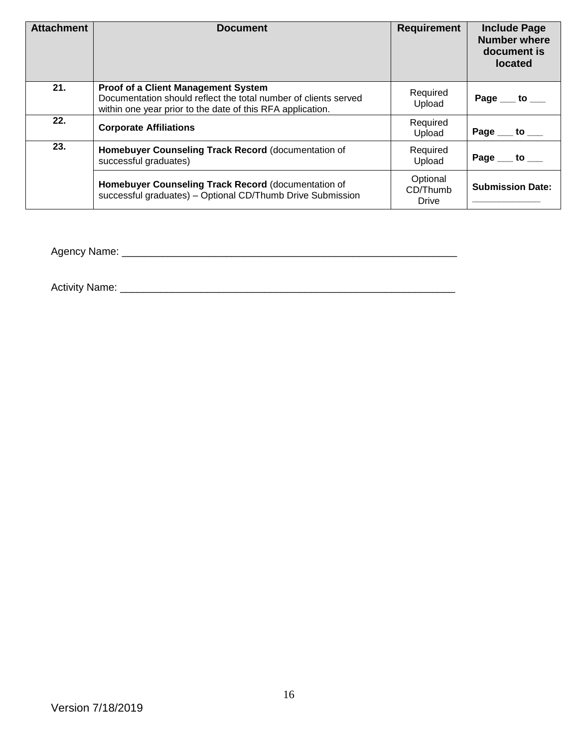| Attachment | Document | Requirement | Include Page Number where document is located |
| --- | --- | --- | --- |
| 21. | **Proof of a Client Management System** Documentation should reflect the total number of clients served within one year prior to the date of this RFA application. | Required Upload | **Page \_\_\_ to \_\_\_** |
| 22. | **Corporate Affiliations** | Required Upload | **Page \_\_\_ to \_\_\_** |
| 23. | **Homebuyer Counseling Track Record** (documentation of successful graduates) | Required Upload | **Page \_\_\_ to \_\_\_** |
| | **Homebuyer Counseling Track Record** (documentation of successful graduates) – Optional CD/Thumb Drive Submission | Optional CD/Thumb Drive | **Submission Date:** \_\_\_\_\_\_\_\_\_\_\_\_\_ |

Agency Name: \_\_\_\_\_\_\_\_\_\_\_\_\_\_\_\_\_\_\_\_\_\_\_\_\_\_\_\_\_\_\_\_\_\_\_\_\_\_\_\_\_\_\_\_\_\_\_\_\_\_\_\_\_\_\_\_\_\_

Activity Name: \_\_\_\_\_\_\_\_\_\_\_\_\_\_\_\_\_\_\_\_\_\_\_\_\_\_\_\_\_\_\_\_\_\_\_\_\_\_\_\_\_\_\_\_\_\_\_\_\_\_\_\_\_\_\_\_\_\_

Version 7/18/2019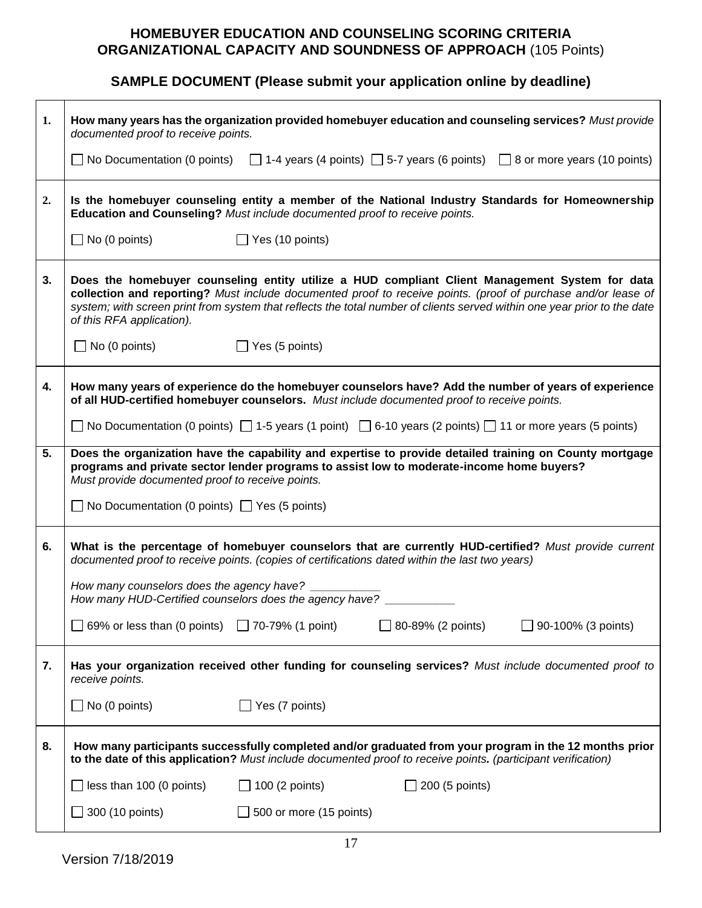# HOMEBUYER EDUCATION AND COUNSELING SCORING CRITERIA
## ORGANIZATIONAL CAPACITY AND SOUNDNESS OF APPROACH (105 Points)

### SAMPLE DOCUMENT (Please submit your application online by deadline)

| | |
|---|---|
| **1.** | **How many years has the organization provided homebuyer education and counseling services?** *Must provide documented proof to receive points.*<br><br>☐ No Documentation (0 points) ☐ 1-4 years (4 points) ☐ 5-7 years (6 points) ☐ 8 or more years (10 points) |
| **2.** | **Is the homebuyer counseling entity a member of the National Industry Standards for Homeownership Education and Counseling?** *Must include documented proof to receive points.*<br><br>☐ No (0 points) ☐ Yes (10 points) |
| **3.** | **Does the homebuyer counseling entity utilize a HUD compliant Client Management System for data collection and reporting?** *Must include documented proof to receive points. (proof of purchase and/or lease of system; with screen print from system that reflects the total number of clients served within one year prior to the date of this RFA application).*<br><br>☐ No (0 points) ☐ Yes (5 points) |
| **4.** | **How many years of experience do the homebuyer counselors have? Add the number of years of experience of all HUD-certified homebuyer counselors.** *Must include documented proof to receive points.*<br><br>☐ No Documentation (0 points) ☐ 1-5 years (1 point) ☐ 6-10 years (2 points) ☐ 11 or more years (5 points) |
| **5.** | **Does the organization have the capability and expertise to provide detailed training on County mortgage programs and private sector lender programs to assist low to moderate-income home buyers?** *Must provide documented proof to receive points.*<br><br>☐ No Documentation (0 points) ☐ Yes (5 points) |
| **6.** | **What is the percentage of homebuyer counselors that are currently HUD-certified?** *Must provide current documented proof to receive points. (copies of certifications dated within the last two years)*<br><br>*How many counselors does the agency have?* __________<br>*How many HUD-Certified counselors does the agency have?* __________<br><br>☐ 69% or less than (0 points) ☐ 70-79% (1 point) ☐ 80-89% (2 points) ☐ 90-100% (3 points) |
| **7.** | **Has your organization received other funding for counseling services?** *Must include documented proof to receive points.*<br><br>☐ No (0 points) ☐ Yes (7 points) |
| **8.** | **How many participants successfully completed and/or graduated from your program in the 12 months prior to the date of this application?** *Must include documented proof to receive points. (participant verification)*<br><br>☐ less than 100 (0 points) ☐ 100 (2 points) ☐ 200 (5 points)<br>☐ 300 (10 points) ☐ 500 or more (15 points) |

Version 7/18/2019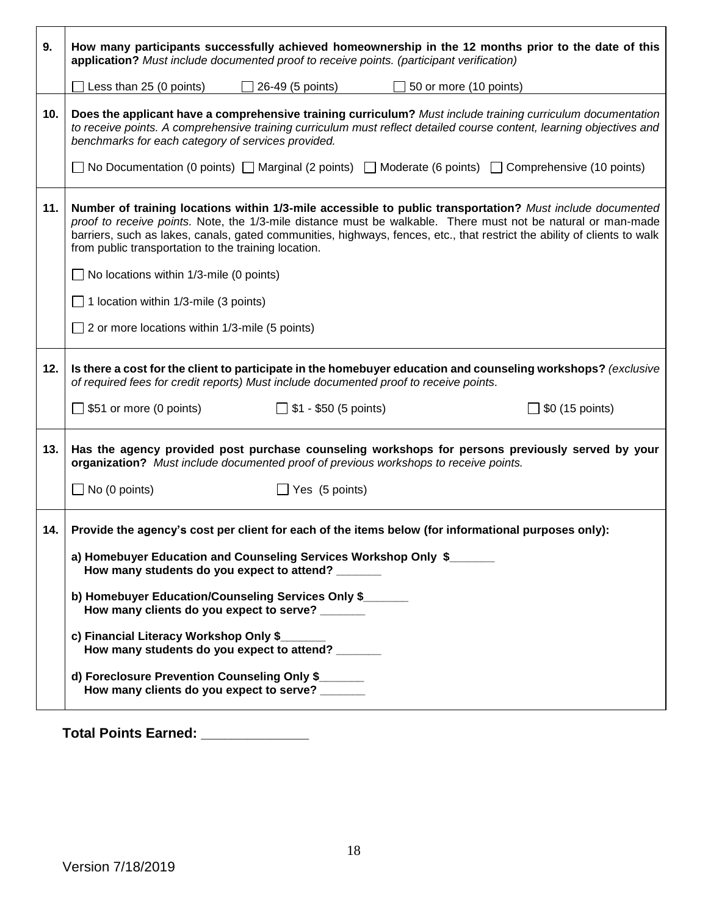| | |
|---|---|
| **9.** | **How many participants successfully achieved homeownership in the 12 months prior to the date of this application?** *Must include documented proof to receive points. (participant verification)*<br><br>☐ Less than 25 (0 points) ☐ 26-49 (5 points) ☐ 50 or more (10 points) |
| **10.** | **Does the applicant have a comprehensive training curriculum?** *Must include training curriculum documentation to receive points. A comprehensive training curriculum must reflect detailed course content, learning objectives and benchmarks for each category of services provided.*<br><br>☐ No Documentation (0 points) ☐ Marginal (2 points) ☐ Moderate (6 points) ☐ Comprehensive (10 points) |
| **11.** | **Number of training locations within 1/3-mile accessible to public transportation?** *Must include documented proof to receive points.* Note, the 1/3-mile distance must be walkable. There must not be natural or man-made barriers, such as lakes, canals, gated communities, highways, fences, etc., that restrict the ability of clients to walk from public transportation to the training location.<br><br>☐ No locations within 1/3-mile (0 points)<br><br>☐ 1 location within 1/3-mile (3 points)<br><br>☐ 2 or more locations within 1/3-mile (5 points) |
| **12.** | **Is there a cost for the client to participate in the homebuyer education and counseling workshops?** *(exclusive of required fees for credit reports) Must include documented proof to receive points.*<br><br>☐ $51 or more (0 points) ☐ $1 - $50 (5 points) ☐ $0 (15 points) |
| **13.** | **Has the agency provided post purchase counseling workshops for persons previously served by your organization?** *Must include documented proof of previous workshops to receive points.*<br><br>☐ No (0 points) ☐ Yes (5 points) |
| **14.** | **Provide the agency's cost per client for each of the items below (for informational purposes only):**<br><br>**a) Homebuyer Education and Counseling Services Workshop Only $_______**<br>**How many students do you expect to attend? _______**<br><br>**b) Homebuyer Education/Counseling Services Only $_______**<br>**How many clients do you expect to serve? _______**<br><br>**c) Financial Literacy Workshop Only $_______**<br>**How many students do you expect to attend? _______**<br><br>**d) Foreclosure Prevention Counseling Only $_______**<br>**How many clients do you expect to serve? _______** |

**Total Points Earned: ______________**

Version 7/18/2019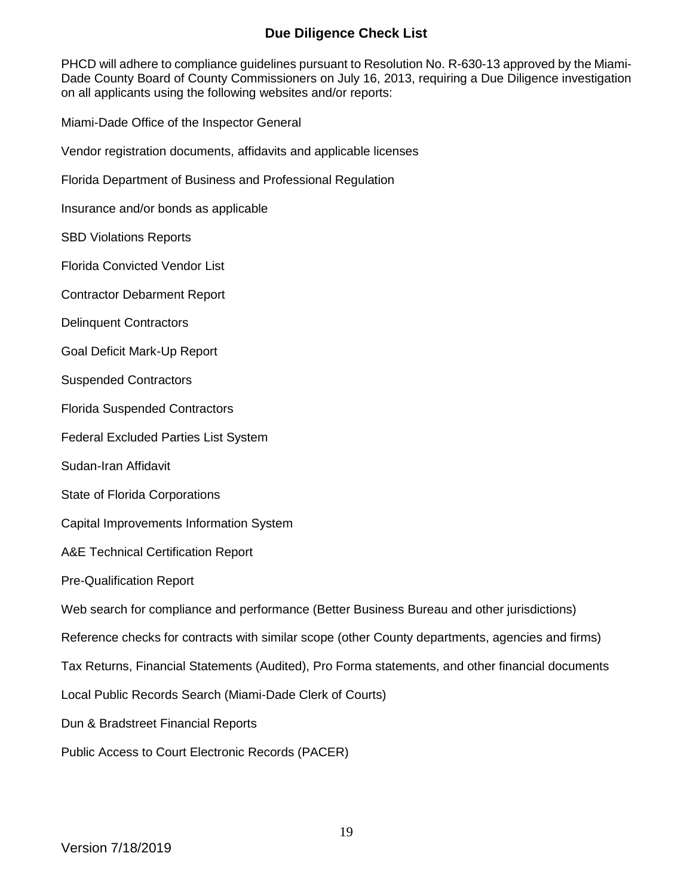# Due Diligence Check List

PHCD will adhere to compliance guidelines pursuant to Resolution No. R-630-13 approved by the Miami-Dade County Board of County Commissioners on July 16, 2013, requiring a Due Diligence investigation on all applicants using the following websites and/or reports:

Miami-Dade Office of the Inspector General

Vendor registration documents, affidavits and applicable licenses

Florida Department of Business and Professional Regulation

Insurance and/or bonds as applicable

SBD Violations Reports

Florida Convicted Vendor List

Contractor Debarment Report

Delinquent Contractors

Goal Deficit Mark-Up Report

Suspended Contractors

Florida Suspended Contractors

Federal Excluded Parties List System

Sudan-Iran Affidavit

State of Florida Corporations

Capital Improvements Information System

A&E Technical Certification Report

Pre-Qualification Report

Web search for compliance and performance (Better Business Bureau and other jurisdictions)

Reference checks for contracts with similar scope (other County departments, agencies and firms)

Tax Returns, Financial Statements (Audited), Pro Forma statements, and other financial documents

Local Public Records Search (Miami-Dade Clerk of Courts)

Dun & Bradstreet Financial Reports

Public Access to Court Electronic Records (PACER)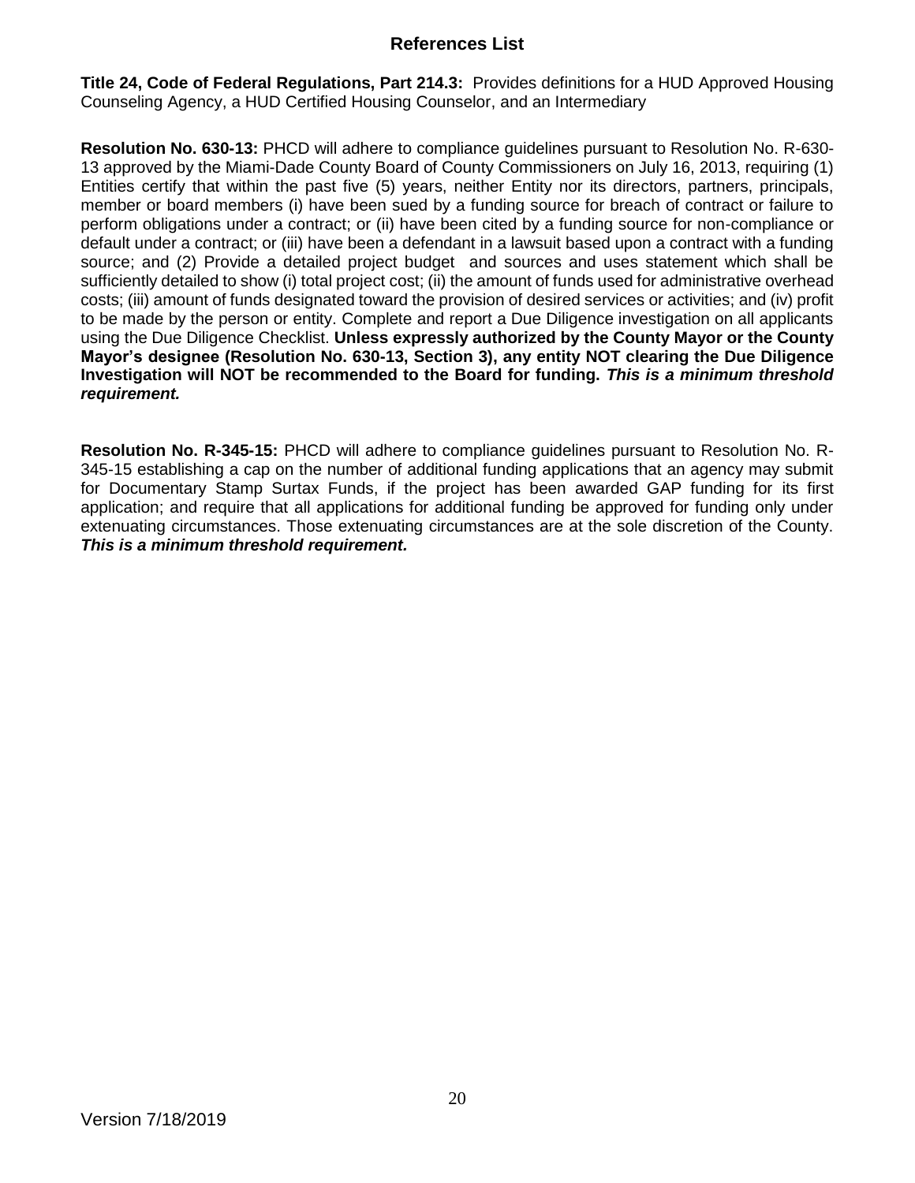## References List

**Title 24, Code of Federal Regulations, Part 214.3:** Provides definitions for a HUD Approved Housing Counseling Agency, a HUD Certified Housing Counselor, and an Intermediary

**Resolution No. 630-13:** PHCD will adhere to compliance guidelines pursuant to Resolution No. R-630-13 approved by the Miami-Dade County Board of County Commissioners on July 16, 2013, requiring (1) Entities certify that within the past five (5) years, neither Entity nor its directors, partners, principals, member or board members (i) have been sued by a funding source for breach of contract or failure to perform obligations under a contract; or (ii) have been cited by a funding source for non-compliance or default under a contract; or (iii) have been a defendant in a lawsuit based upon a contract with a funding source; and (2) Provide a detailed project budget and sources and uses statement which shall be sufficiently detailed to show (i) total project cost; (ii) the amount of funds used for administrative overhead costs; (iii) amount of funds designated toward the provision of desired services or activities; and (iv) profit to be made by the person or entity. Complete and report a Due Diligence investigation on all applicants using the Due Diligence Checklist. **Unless expressly authorized by the County Mayor or the County Mayor's designee (Resolution No. 630-13, Section 3), any entity NOT clearing the Due Diligence Investigation will NOT be recommended to the Board for funding.** ***This is a minimum threshold requirement.***

**Resolution No. R-345-15:** PHCD will adhere to compliance guidelines pursuant to Resolution No. R-345-15 establishing a cap on the number of additional funding applications that an agency may submit for Documentary Stamp Surtax Funds, if the project has been awarded GAP funding for its first application; and require that all applications for additional funding be approved for funding only under extenuating circumstances. Those extenuating circumstances are at the sole discretion of the County. ***This is a minimum threshold requirement.***

Version 7/18/2019